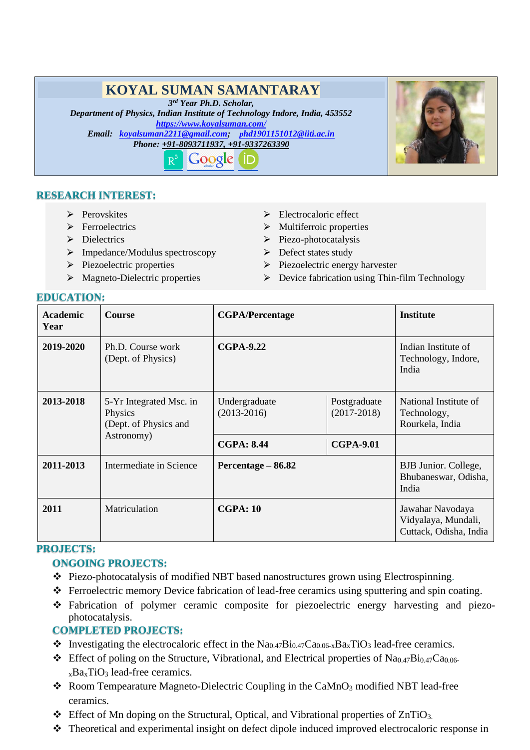# KOYAL SUMAN SAMANTARAY

*3rd Year Ph.D. Scholar,*
*Department of Physics, Indian Institute of Technology Indore, India, 453552*
*https://www.koyalsuman.com/*
*Email: koyalsuman2211@gmail.com; phd1901151012@iiti.ac.in*
*Phone: +91-8093711937, +91-9337263390*

## RESEARCH INTEREST:

- Perovskites
- Ferroelectrics
- Dielectrics
- Impedance/Modulus spectroscopy
- Piezoelectric properties
- Magneto-Dielectric properties
- Electrocaloric effect
- Multiferroic properties
- Piezo-photocatalysis
- Defect states study
- Piezoelectric energy harvester
- Device fabrication using Thin-film Technology

## EDUCATION:

| Academic Year | Course | CGPA/Percentage | | Institute |
|---|---|---|---|---|
| **2019-2020** | Ph.D. Course work (Dept. of Physics) | **CGPA-9.22** | | Indian Institute of Technology, Indore, India |
| **2013-2018** | 5-Yr Integrated Msc. in Physics (Dept. of Physics and Astronomy) | Undergraduate (2013-2016) | Postgraduate (2017-2018) | National Institute of Technology, Rourkela, India |
| | | **CGPA: 8.44** | **CGPA-9.01** | |
| **2011-2013** | Intermediate in Science | **Percentage – 86.82** | | BJB Junior. College, Bhubaneswar, Odisha, India |
| **2011** | Matriculation | **CGPA: 10** | | Jawahar Navodaya Vidyalaya, Mundali, Cuttack, Odisha, India |

## PROJECTS:

### ONGOING PROJECTS:

- Piezo-photocatalysis of modified NBT based nanostructures grown using Electrospinning.
- Ferroelectric memory Device fabrication of lead-free ceramics using sputtering and spin coating.
- Fabrication of polymer ceramic composite for piezoelectric energy harvesting and piezo-photocatalysis.

### COMPLETED PROJECTS:

- Investigating the electrocaloric effect in the $Na_{0.47}Bi_{0.47}Ca_{0.06-x}Ba_xTiO_3$ lead-free ceramics.
- Effect of poling on the Structure, Vibrational, and Electrical properties of $Na_{0.47}Bi_{0.47}Ca_{0.06-x}Ba_xTiO_3$ lead-free ceramics.
- Room Tempearature Magneto-Dielectric Coupling in the $CaMnO_3$ modified NBT lead-free ceramics.
- Effect of Mn doping on the Structural, Optical, and Vibrational properties of $ZnTiO_3$.
- Theoretical and experimental insight on defect dipole induced improved electrocaloric response in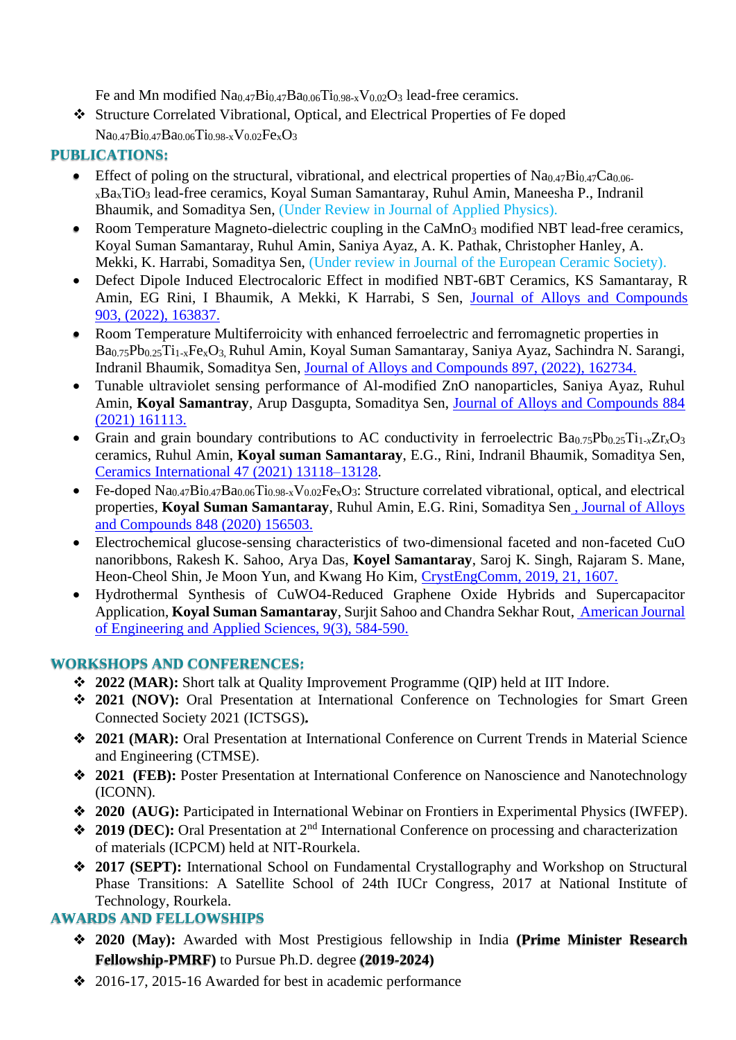Fe and Mn modified $Na_{0.47}Bi_{0.47}Ba_{0.06}Ti_{0.98-x}V_{0.02}O_3$ lead-free ceramics.

- Structure Correlated Vibrational, Optical, and Electrical Properties of Fe doped $Na_{0.47}Bi_{0.47}Ba_{0.06}Ti_{0.98-x}V_{0.02}Fe_xO_3$

## PUBLICATIONS:

- Effect of poling on the structural, vibrational, and electrical properties of $Na_{0.47}Bi_{0.47}Ca_{0.06-x}Ba_xTiO_3$ lead-free ceramics, Koyal Suman Samantaray, Ruhul Amin, Maneesha P., Indranil Bhaumik, and Somaditya Sen, (Under Review in Journal of Applied Physics).
- Room Temperature Magneto-dielectric coupling in the $CaMnO_3$ modified NBT lead-free ceramics, Koyal Suman Samantaray, Ruhul Amin, Saniya Ayaz, A. K. Pathak, Christopher Hanley, A. Mekki, K. Harrabi, Somaditya Sen, (Under review in Journal of the European Ceramic Society).
- Defect Dipole Induced Electrocaloric Effect in modified NBT-6BT Ceramics, KS Samantaray, R Amin, EG Rini, I Bhaumik, A Mekki, K Harrabi, S Sen, Journal of Alloys and Compounds 903, (2022), 163837.
- Room Temperature Multiferroicity with enhanced ferroelectric and ferromagnetic properties in $Ba_{0.75}Pb_{0.25}Ti_{1-x}Fe_xO_3$, Ruhul Amin, Koyal Suman Samantaray, Saniya Ayaz, Sachindra N. Sarangi, Indranil Bhaumik, Somaditya Sen, Journal of Alloys and Compounds 897, (2022), 162734.
- Tunable ultraviolet sensing performance of Al-modified ZnO nanoparticles, Saniya Ayaz, Ruhul Amin, **Koyal Samantray**, Arup Dasgupta, Somaditya Sen, Journal of Alloys and Compounds 884 (2021) 161113.
- Grain and grain boundary contributions to AC conductivity in ferroelectric $Ba_{0.75}Pb_{0.25}Ti_{1-x}Zr_xO_3$ ceramics, Ruhul Amin, **Koyal suman Samantaray**, E.G., Rini, Indranil Bhaumik, Somaditya Sen, Ceramics International 47 (2021) 13118–13128.
- Fe-doped $Na_{0.47}Bi_{0.47}Ba_{0.06}Ti_{0.98-x}V_{0.02}Fe_xO_3$: Structure correlated vibrational, optical, and electrical properties, **Koyal Suman Samantaray**, Ruhul Amin, E.G. Rini, Somaditya Sen, Journal of Alloys and Compounds 848 (2020) 156503.
- Electrochemical glucose-sensing characteristics of two-dimensional faceted and non-faceted CuO nanoribbons, Rakesh K. Sahoo, Arya Das, **Koyel Samantaray**, Saroj K. Singh, Rajaram S. Mane, Heon-Cheol Shin, Je Moon Yun, and Kwang Ho Kim, CrystEngComm, 2019, 21, 1607.
- Hydrothermal Synthesis of CuWO4-Reduced Graphene Oxide Hybrids and Supercapacitor Application, **Koyal Suman Samantaray**, Surjit Sahoo and Chandra Sekhar Rout, American Journal of Engineering and Applied Sciences, 9(3), 584-590.

## WORKSHOPS AND CONFERENCES:

- **2022 (MAR):** Short talk at Quality Improvement Programme (QIP) held at IIT Indore.
- **2021 (NOV):** Oral Presentation at International Conference on Technologies for Smart Green Connected Society 2021 (ICTSGS)**.**
- **2021 (MAR):** Oral Presentation at International Conference on Current Trends in Material Science and Engineering (CTMSE).
- **2021 (FEB):** Poster Presentation at International Conference on Nanoscience and Nanotechnology (ICONN).
- **2020 (AUG):** Participated in International Webinar on Frontiers in Experimental Physics (IWFEP).
- **2019 (DEC):** Oral Presentation at 2nd International Conference on processing and characterization of materials (ICPCM) held at NIT-Rourkela.
- **2017 (SEPT):** International School on Fundamental Crystallography and Workshop on Structural Phase Transitions: A Satellite School of 24th IUCr Congress, 2017 at National Institute of Technology, Rourkela.

## AWARDS AND FELLOWSHIPS

- **2020 (May):** Awarded with Most Prestigious fellowship in India **(Prime Minister Research Fellowship-PMRF)** to Pursue Ph.D. degree **(2019-2024)**
- 2016-17, 2015-16 Awarded for best in academic performance